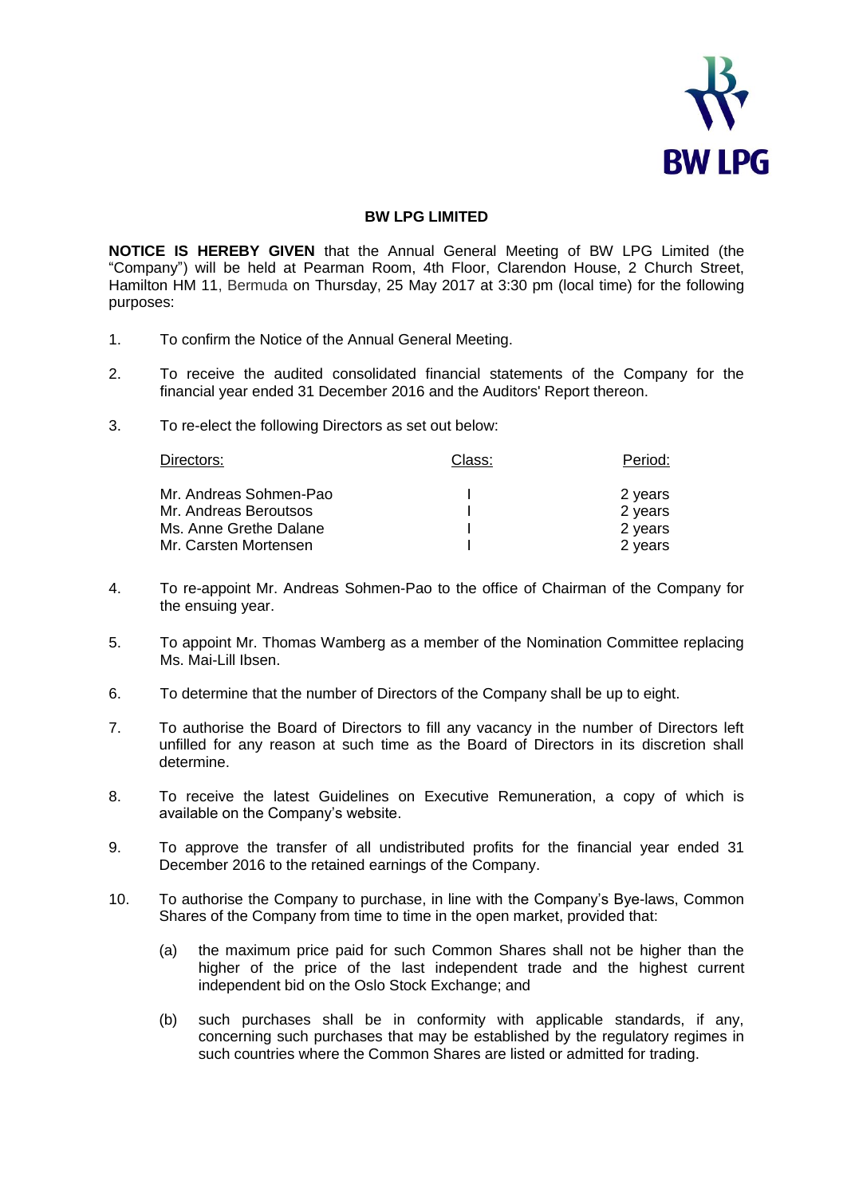# BW LPG LIMITED

**NOTICE IS HEREBY GIVEN** that the Annual General Meeting of BW LPG Limited (the "Company") will be held at Pearman Room, 4th Floor, Clarendon House, 2 Church Street, Hamilton HM 11, Bermuda on Thursday, 25 May 2017 at 3:30 pm (local time) for the following purposes:

1. To confirm the Notice of the Annual General Meeting.

2. To receive the audited consolidated financial statements of the Company for the financial year ended 31 December 2016 and the Auditors' Report thereon.

3. To re-elect the following Directors as set out below:

| Directors: | Class: | Period: |
|---|---|---|
| Mr. Andreas Sohmen-Pao | I | 2 years |
| Mr. Andreas Beroutsos | I | 2 years |
| Ms. Anne Grethe Dalane | I | 2 years |
| Mr. Carsten Mortensen | I | 2 years |

4. To re-appoint Mr. Andreas Sohmen-Pao to the office of Chairman of the Company for the ensuing year.

5. To appoint Mr. Thomas Wamberg as a member of the Nomination Committee replacing Ms. Mai-Lill Ibsen.

6. To determine that the number of Directors of the Company shall be up to eight.

7. To authorise the Board of Directors to fill any vacancy in the number of Directors left unfilled for any reason at such time as the Board of Directors in its discretion shall determine.

8. To receive the latest Guidelines on Executive Remuneration, a copy of which is available on the Company's website.

9. To approve the transfer of all undistributed profits for the financial year ended 31 December 2016 to the retained earnings of the Company.

10. To authorise the Company to purchase, in line with the Company's Bye-laws, Common Shares of the Company from time to time in the open market, provided that:

    (a) the maximum price paid for such Common Shares shall not be higher than the higher of the price of the last independent trade and the highest current independent bid on the Oslo Stock Exchange; and

    (b) such purchases shall be in conformity with applicable standards, if any, concerning such purchases that may be established by the regulatory regimes in such countries where the Common Shares are listed or admitted for trading.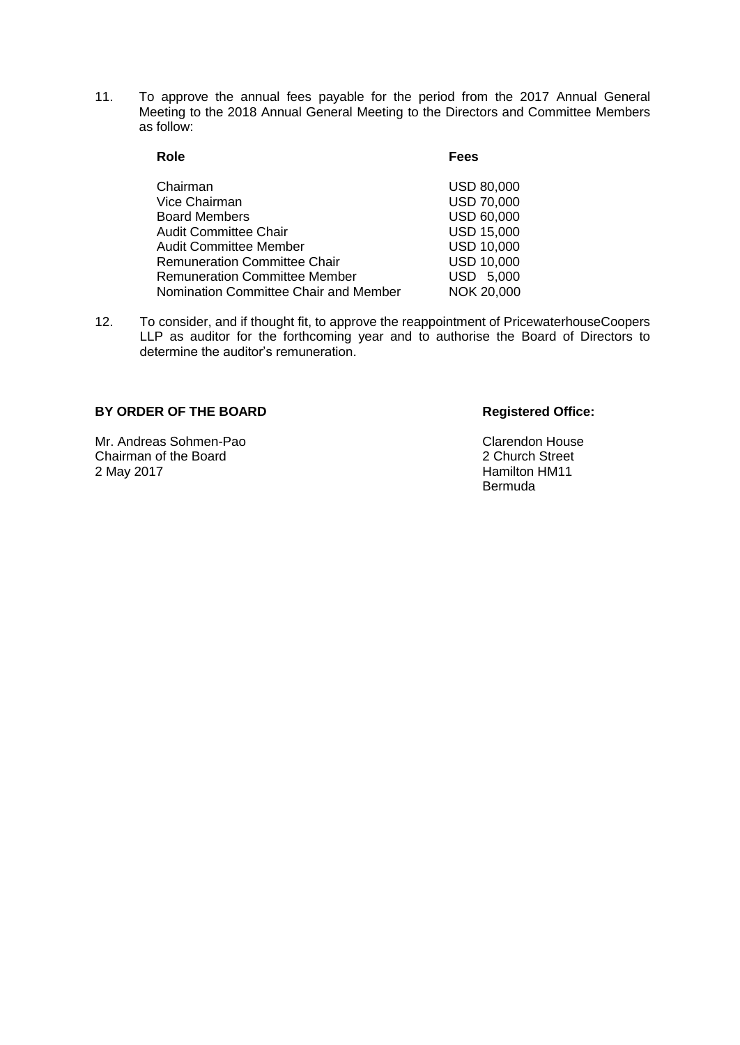11. To approve the annual fees payable for the period from the 2017 Annual General Meeting to the 2018 Annual General Meeting to the Directors and Committee Members as follow:

| Role | Fees |
|---|---|
| Chairman | USD 80,000 |
| Vice Chairman | USD 70,000 |
| Board Members | USD 60,000 |
| Audit Committee Chair | USD 15,000 |
| Audit Committee Member | USD 10,000 |
| Remuneration Committee Chair | USD 10,000 |
| Remuneration Committee Member | USD 5,000 |
| Nomination Committee Chair and Member | NOK 20,000 |

12. To consider, and if thought fit, to approve the reappointment of PricewaterhouseCoopers LLP as auditor for the forthcoming year and to authorise the Board of Directors to determine the auditor's remuneration.

**BY ORDER OF THE BOARD**

Mr. Andreas Sohmen-Pao
Chairman of the Board
2 May 2017

**Registered Office:**

Clarendon House
2 Church Street
Hamilton HM11
Bermuda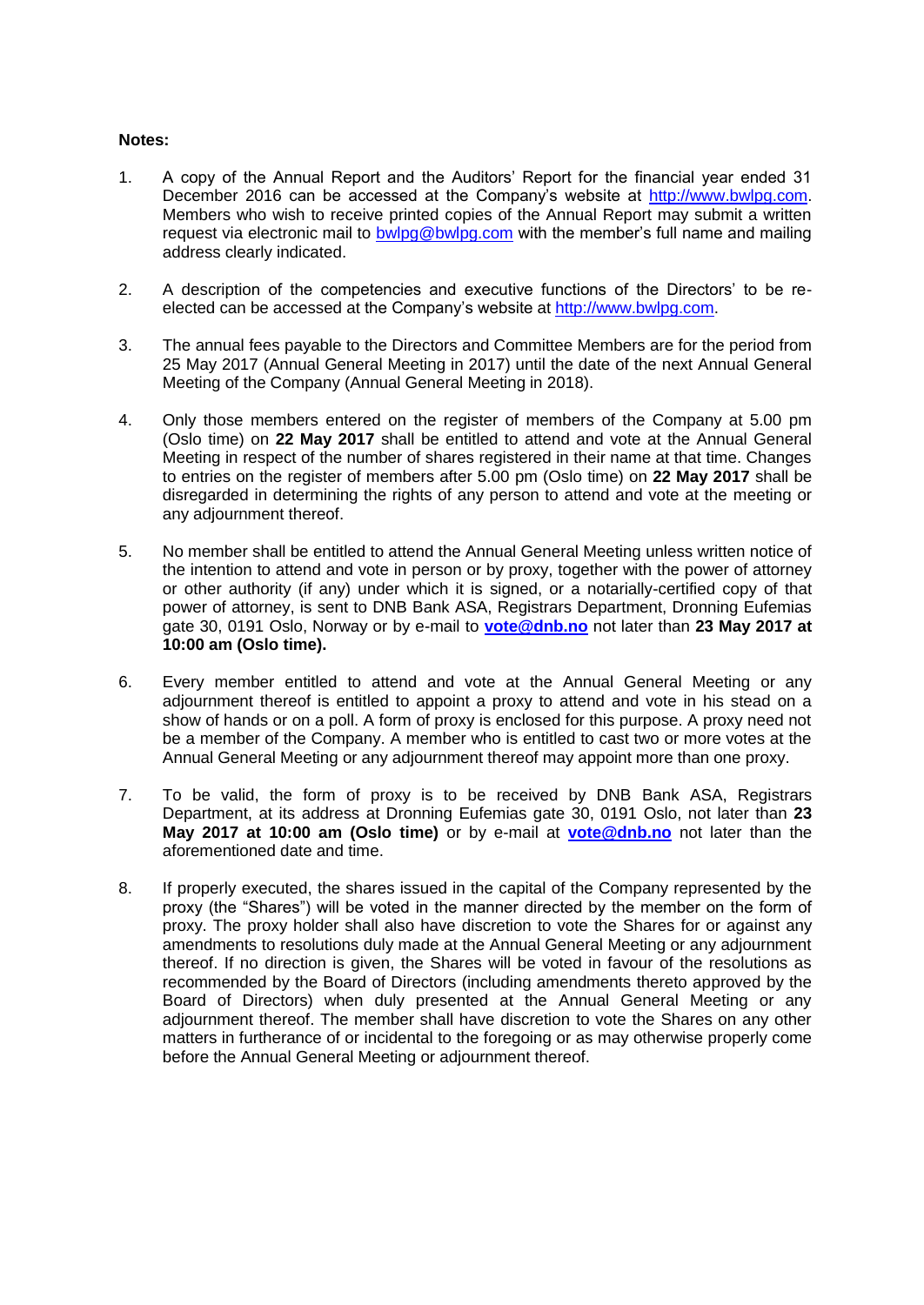**Notes:**

1. A copy of the Annual Report and the Auditors' Report for the financial year ended 31 December 2016 can be accessed at the Company's website at http://www.bwlpg.com. Members who wish to receive printed copies of the Annual Report may submit a written request via electronic mail to bwlpg@bwlpg.com with the member's full name and mailing address clearly indicated.

2. A description of the competencies and executive functions of the Directors' to be re-elected can be accessed at the Company's website at http://www.bwlpg.com.

3. The annual fees payable to the Directors and Committee Members are for the period from 25 May 2017 (Annual General Meeting in 2017) until the date of the next Annual General Meeting of the Company (Annual General Meeting in 2018).

4. Only those members entered on the register of members of the Company at 5.00 pm (Oslo time) on **22 May 2017** shall be entitled to attend and vote at the Annual General Meeting in respect of the number of shares registered in their name at that time. Changes to entries on the register of members after 5.00 pm (Oslo time) on **22 May 2017** shall be disregarded in determining the rights of any person to attend and vote at the meeting or any adjournment thereof.

5. No member shall be entitled to attend the Annual General Meeting unless written notice of the intention to attend and vote in person or by proxy, together with the power of attorney or other authority (if any) under which it is signed, or a notarially-certified copy of that power of attorney, is sent to DNB Bank ASA, Registrars Department, Dronning Eufemias gate 30, 0191 Oslo, Norway or by e-mail to **vote@dnb.no** not later than **23 May 2017 at 10:00 am (Oslo time).**

6. Every member entitled to attend and vote at the Annual General Meeting or any adjournment thereof is entitled to appoint a proxy to attend and vote in his stead on a show of hands or on a poll. A form of proxy is enclosed for this purpose. A proxy need not be a member of the Company. A member who is entitled to cast two or more votes at the Annual General Meeting or any adjournment thereof may appoint more than one proxy.

7. To be valid, the form of proxy is to be received by DNB Bank ASA, Registrars Department, at its address at Dronning Eufemias gate 30, 0191 Oslo, not later than **23 May 2017 at 10:00 am (Oslo time)** or by e-mail at **vote@dnb.no** not later than the aforementioned date and time.

8. If properly executed, the shares issued in the capital of the Company represented by the proxy (the "Shares") will be voted in the manner directed by the member on the form of proxy. The proxy holder shall also have discretion to vote the Shares for or against any amendments to resolutions duly made at the Annual General Meeting or any adjournment thereof. If no direction is given, the Shares will be voted in favour of the resolutions as recommended by the Board of Directors (including amendments thereto approved by the Board of Directors) when duly presented at the Annual General Meeting or any adjournment thereof. The member shall have discretion to vote the Shares on any other matters in furtherance of or incidental to the foregoing or as may otherwise properly come before the Annual General Meeting or adjournment thereof.